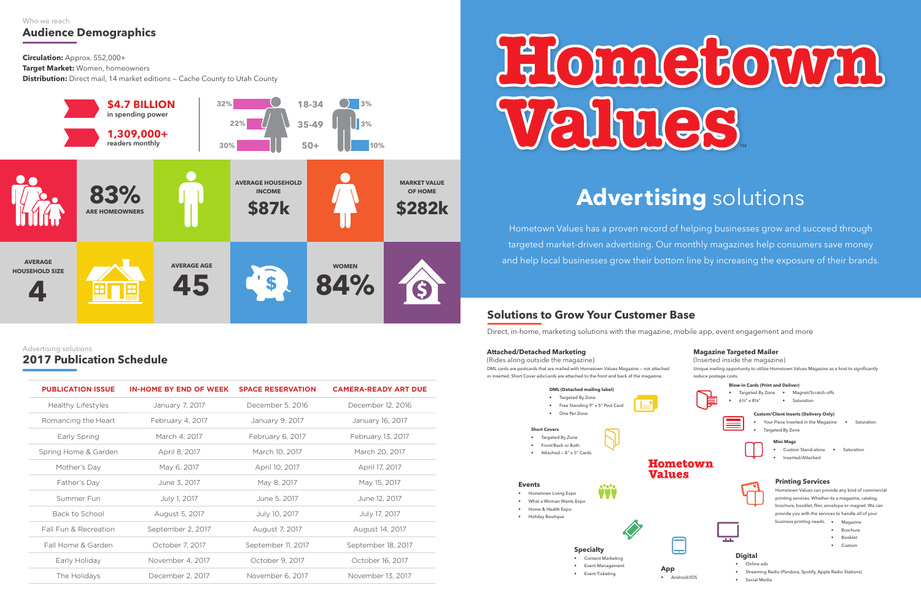Who we reach

## Audience Demographics

**Circulation:** Approx. 552,000+
**Target Market:** Women, homeowners
**Distribution:** Direct mail, 14 market editions — Cache County to Utah County

**$4.7 BILLION** in spending power

**1,309,000+** readers monthly

| Women | Age | Men |
|---|---|---|
| 32% | 18-34 | 3% |
| 22% | 35-49 | 3% |
| 30% | 50+ | 10% |

**83%** ARE HOMEOWNERS

AVERAGE HOUSEHOLD INCOME **$87k**

MARKET VALUE OF HOME **$282k**

AVERAGE HOUSEHOLD SIZE **4**

AVERAGE AGE **45**

WOMEN **84%**

Advertising solutions

## 2017 Publication Schedule

| PUBLICATION ISSUE | IN-HOME BY END OF WEEK | SPACE RESERVATION | CAMERA-READY ART DUE |
|---|---|---|---|
| Healthy Lifestyles | January 7, 2017 | December 5, 2016 | December 12, 2016 |
| Romancing the Heart | February 4, 2017 | January 9, 2017 | January 16, 2017 |
| Early Spring | March 4, 2017 | February 6, 2017 | February 13, 2017 |
| Spring Home & Garden | April 8, 2017 | March 10, 2017 | March 20, 2017 |
| Mother's Day | May 6, 2017 | April 10, 2017 | April 17, 2017 |
| Father's Day | June 3, 2017 | May 8, 2017 | May 15, 2017 |
| Summer Fun | July 1, 2017 | June 5, 2017 | June 12, 2017 |
| Back to School | August 5, 2017 | July 10, 2017 | July 17, 2017 |
| Fall Fun & Recreation | September 2, 2017 | August 7, 2017 | August 14, 2017 |
| Fall Home & Garden | October 7, 2017 | September 11, 2017 | September 18, 2017 |
| Early Holiday | November 4, 2017 | October 9, 2017 | October 16, 2017 |
| The Holidays | December 2, 2017 | November 6, 2017 | November 13, 2017 |

# Hometown Values™

# **Advertising** solutions

Hometown Values has a proven record of helping businesses grow and succeed through targeted market-driven advertising. Our monthly magazines help consumers save money and help local businesses grow their bottom line by increasing the exposure of their brands.

## Solutions to Grow Your Customer Base

Direct, in-home, marketing solutions with the magazine, mobile app, event engagement and more

### Attached/Detached Marketing

(Rides along outside the magazine)

DML cards are postcards that are mailed with Hometown Values Magazine – not attached or inserted. Short Cover ads/cards are attached to the front and back of the magazine.

**DML (Detached mailing label)**

- Targeted By Zone
- Free Standing 9" x 5" Post Card
- One Per Zone

**Short Covers**

- Targeted By Zone
- Front/Back or Both
- Attached – 8" x 5" Cards

### Magazine Targeted Mailer

(Inserted inside the magazine)

Unique mailing opportunity to utilize Hometown Values Magazine as a host to significantly reduce postage costs.

**Blow-in Cards (Print and Deliver)**

- Targeted By Zone
- Magnet/Scratch-offs
- 6¼" x 8¼"
- Saturation

**Custom/Client Inserts (Delivery Only)**

- Your Piece Inserted in the Magazine
- Saturation
- Targeted By Zone

**Mini Mags**

- Custom Stand-alone
- Saturation
- Inserted/Attached

### Events

- Hometown Living Expo
- What a Woman Wants Expo
- Home & Health Expo
- Holiday Boutique

### Printing Services

Hometown Values can provide any kind of commercial printing services. Whether its a magazine, catalog, brochure, booklet, flier, envelope or magnet. We can provide you with the services to handle all of your business printing needs.

- Magazine
- Brochure
- Booklet
- Custom

### Specialty

- Content Marketing
- Event Management
- Event Ticketing

### App

- Android/iOS

### Digital

- Online ads
- Streaming Radio (Pandora, Spotify, Apple Radio Stations)
- Social Media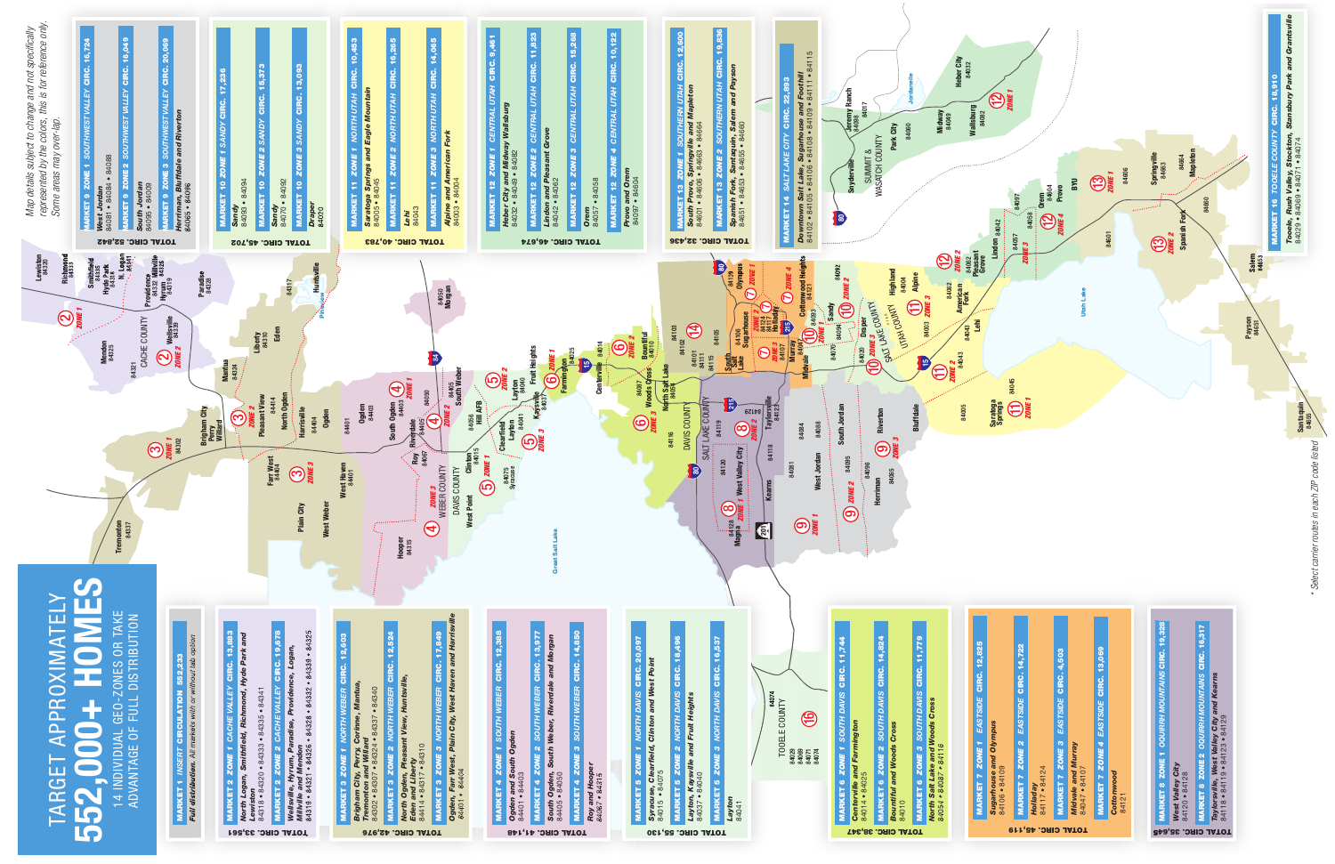# TARGET APPROXIMATELY 552,000+ HOMES

14 INDIVIDUAL GEO-ZONES OR TAKE ADVANTAGE OF FULL DISTRIBUTION

*Map details subject to change and not specifically represented by the colors, this is for reference only. Some areas may over-lap.*

**MARKET 1 INSERT CIRCULATION 552,233**
*Full distribution. All markets with or without tab option*

**MARKET 2 ZONE 1 CACHE VALLEY CIRC. 13,883**
North Logan, Smithfield, Richmond, Hyde Park and Lewiston
84318 • 84320 • 84333 • 84335 • 84341

**MARKET 2 ZONE 2 CACHE VALLEY CIRC. 19,678**
Wellsville, Hyrum, Paradise, Providence, Logan, Millville and Mendon
84319 • 84321 • 84326 • 84328 • 84332 • 84339 • 84325

**TOTAL CIRC. 33,561**

**MARKET 3 ZONE 1 NORTH WEBER CIRC. 12,603**
Brigham City, Perry, Corinne, Mantua, Tremonton and Willard
84302 • 84307 • 84324 • 84337 • 84340

**MARKET 3 ZONE 2 NORTH WEBER CIRC. 12,524**
North Ogden, Pleasant View, Huntsville, Eden and Liberty
84310 • 84414 • 84317 • 84310

**MARKET 3 ZONE 3 NORTH WEBER CIRC. 17,849**
Ogden, Farr West, Plain City, West Haven and Harrisville
84401 • 84404

**TOTAL CIRC. 42,976**

**MARKET 4 ZONE 1 SOUTH WEBER CIRC. 12,388**
Ogden and South Ogden
84401 • 84403

**MARKET 4 ZONE 2 SOUTH WEBER CIRC. 13,977**
South Ogden, South Weber, Riverdale and Morgan
84403 • 84405 • 84050

**MARKET 4 ZONE 3 SOUTH WEBER CIRC. 14,850**
Roy and Hooper
84067 • 84315

**TOTAL CIRC. 41,148**

**MARKET 5 ZONE 1 NORTH DAVIS CIRC. 20,097**
Syracuse, Clearfield, Clinton and West Point
84015 • 84075

**MARKET 5 ZONE 2 NORTH DAVIS CIRC. 18,496**
Layton, Kaysville and Fruit Heights
84037 • 84040

**MARKET 5 ZONE 3 NORTH DAVIS CIRC. 16,537**
Layton
84041

**TOTAL CIRC. 55,130**

**MARKET 6 ZONE 1 SOUTH DAVIS CIRC. 11,744**
Centerville and Farmington
84014 • 84025

**MARKET 6 ZONE 2 SOUTH DAVIS CIRC. 14,824**
Bountiful and Woods Cross
84010

**MARKET 6 ZONE 3 SOUTH DAVIS CIRC. 11,779**
North Salt Lake and Woods Cross
84054 • 84087 • 84116

**TOTAL CIRC. 38,347**

**MARKET 7 ZONE 1 EASTSIDE CIRC. 12,825**
Sugarhouse and Olympus
84106 • 84109

**MARKET 7 ZONE 2 EASTSIDE CIRC. 14,722**
Holladay
84117 • 84124

**MARKET 7 ZONE 3 EASTSIDE CIRC. 4,503**
Midvale and Murray
84047 • 84107

**MARKET 7 ZONE 4 EASTSIDE CIRC. 13,069**
Cottonwood
84121

**TOTAL CIRC. 45,119**

**MARKET 8 ZONE 1 OQUIRRH MOUNTAINS CIRC. 19,328**
West Valley City
84120 • 84128

**MARKET 8 ZONE 2 OQUIRRH MOUNTAINS CIRC. 16,317**
Taylorsville, West Valley City and Kearns
84118 • 84119 • 84123 • 84129

**TOTAL CIRC. 35,645**

**MARKET 9 ZONE 1 SOUTHWEST VALLEY CIRC. 16,724**
West Jordan
84081 • 84084 • 84088

**MARKET 9 ZONE 2 SOUTHWEST VALLEY CIRC. 16,049**
South Jordan
84095 • 84009

**MARKET 9 ZONE 3 SOUTHWEST VALLEY CIRC. 20,069**
Herriman, Bluffdale and Riverton
84065 • 84096

**TOTAL CIRC. 52,842**

**MARKET 10 ZONE 1 SANDY CIRC. 17,236**
Sandy
84093 • 84094

**MARKET 10 ZONE 2 SANDY CIRC. 15,373**
Sandy
84070 • 84092

**MARKET 10 ZONE 3 SANDY CIRC. 13,093**
Draper
84020

**TOTAL CIRC. 45,702**

**MARKET 11 ZONE 1 NORTH UTAH CIRC. 10,453**
Saratoga Springs and Eagle Mountain
84005 • 84045

**MARKET 11 ZONE 2 NORTH UTAH CIRC. 16,265**
Lehi
84043

**MARKET 11 ZONE 3 NORTH UTAH CIRC. 14,065**
Alpine and American Fork
84003 • 84004

**TOTAL CIRC. 40,783**

**MARKET 12 ZONE 1 CENTRAL UTAH CIRC. 9,461**
Heber City and Midway Wallsburg
84032 • 84049 • 84082

**MARKET 12 ZONE 2 CENTRAL UTAH CIRC. 11,823**
Lindon and Pleasant Grove
84042 • 84062

**MARKET 12 ZONE 3 CENTRAL UTAH CIRC. 15,268**
Orem
84057 • 84058

**MARKET 12 ZONE 4 CENTRAL UTAH CIRC. 10,122**
Provo and Orem
84097 • 84604

**TOTAL CIRC. 46,674**

**MARKET 13 ZONE 1 SOUTHERN UTAH CIRC. 12,600**
South Provo, Springville and Mapleton
84601 • 84606 • 84663 • 84664

**MARKET 13 ZONE 2 SOUTHERN UTAH CIRC. 19,836**
Spanish Fork, Santaquin, Salem and Payson
84651 • 84653 • 84655 • 84660

**TOTAL CIRC. 32,436**

**MARKET 14 SALT LAKE CITY CIRC. 23,893**
Downtown Salt Lake, Sugarhouse and Foothill
84102 • 84103 • 84105 • 84108 • 84111 • 84115

**MARKET 16 TOOELE COUNTY CIRC. 18,910**
Tooele, Rush Valley, Stockton, Stansbury Park and Grantsville
84029 • 84069 • 84071 • 84074

\* Select carrier routes in each ZIP code listed